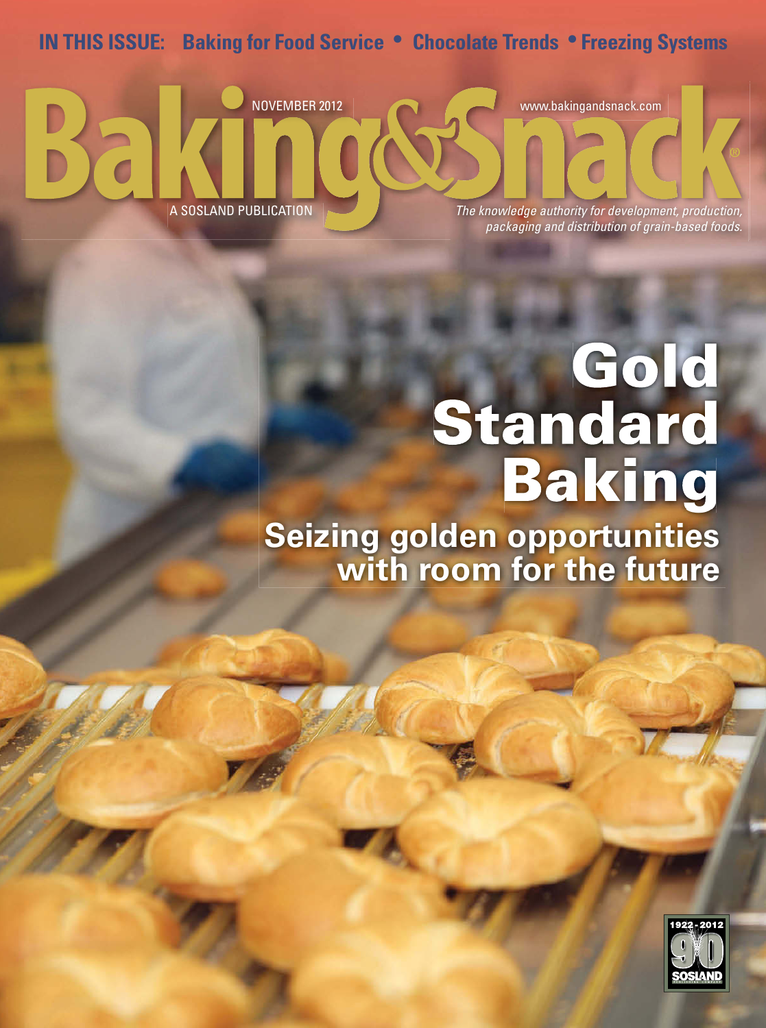**IN THIS ISSUE:** Baking for Food Service • Chocolate Trends • Freezing Systems

NOVEMBER 2012

www.bakingandsnack.com

# Baking&Snack®

A SOSLAND PUBLICATION

*The knowledge authority for development, production, packaging and distribution of grain-based foods.*

# Gold Standard Baking

## Seizing golden opportunities with room for the future

1922 - 2012 90 SOSLAND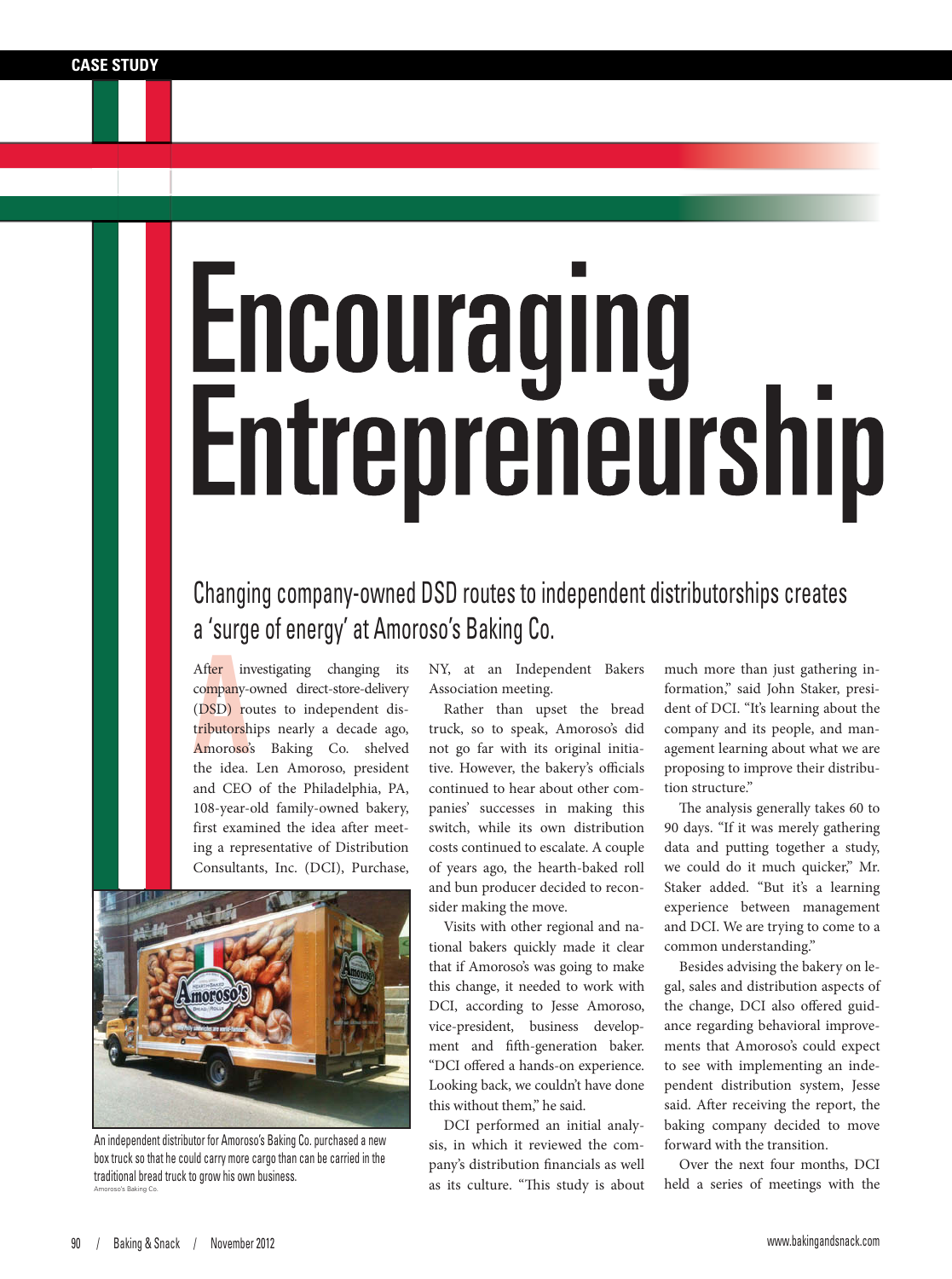CASE STUDY

# Encouraging Entrepreneurship

## Changing company-owned DSD routes to independent distributorships creates a 'surge of energy' at Amoroso's Baking Co.

After investigating changing its company-owned direct-store-delivery (DSD) routes to independent distributorships nearly a decade ago, Amoroso's Baking Co. shelved the idea. Len Amoroso, president and CEO of the Philadelphia, PA, 108-year-old family-owned bakery, first examined the idea after meeting a representative of Distribution Consultants, Inc. (DCI), Purchase, NY, at an Independent Bakers Association meeting.

Rather than upset the bread truck, so to speak, Amoroso's did not go far with its original initiative. However, the bakery's officials continued to hear about other companies' successes in making this switch, while its own distribution costs continued to escalate. A couple of years ago, the hearth-baked roll and bun producer decided to reconsider making the move.

Visits with other regional and national bakers quickly made it clear that if Amoroso's was going to make this change, it needed to work with DCI, according to Jesse Amoroso, vice-president, business development and fifth-generation baker. "DCI offered a hands-on experience. Looking back, we couldn't have done this without them," he said.

DCI performed an initial analysis, in which it reviewed the company's distribution financials as well as its culture. "This study is about much more than just gathering information," said John Staker, president of DCI. "It's learning about the company and its people, and management learning about what we are proposing to improve their distribution structure."

The analysis generally takes 60 to 90 days. "If it was merely gathering data and putting together a study, we could do it much quicker," Mr. Staker added. "But it's a learning experience between management and DCI. We are trying to come to a common understanding."

Besides advising the bakery on legal, sales and distribution aspects of the change, DCI also offered guidance regarding behavioral improvements that Amoroso's could expect to see with implementing an independent distribution system, Jesse said. After receiving the report, the baking company decided to move forward with the transition.

Over the next four months, DCI held a series of meetings with the

An independent distributor for Amoroso's Baking Co. purchased a new box truck so that he could carry more cargo than can be carried in the traditional bread truck to grow his own business.
Amoroso's Baking Co.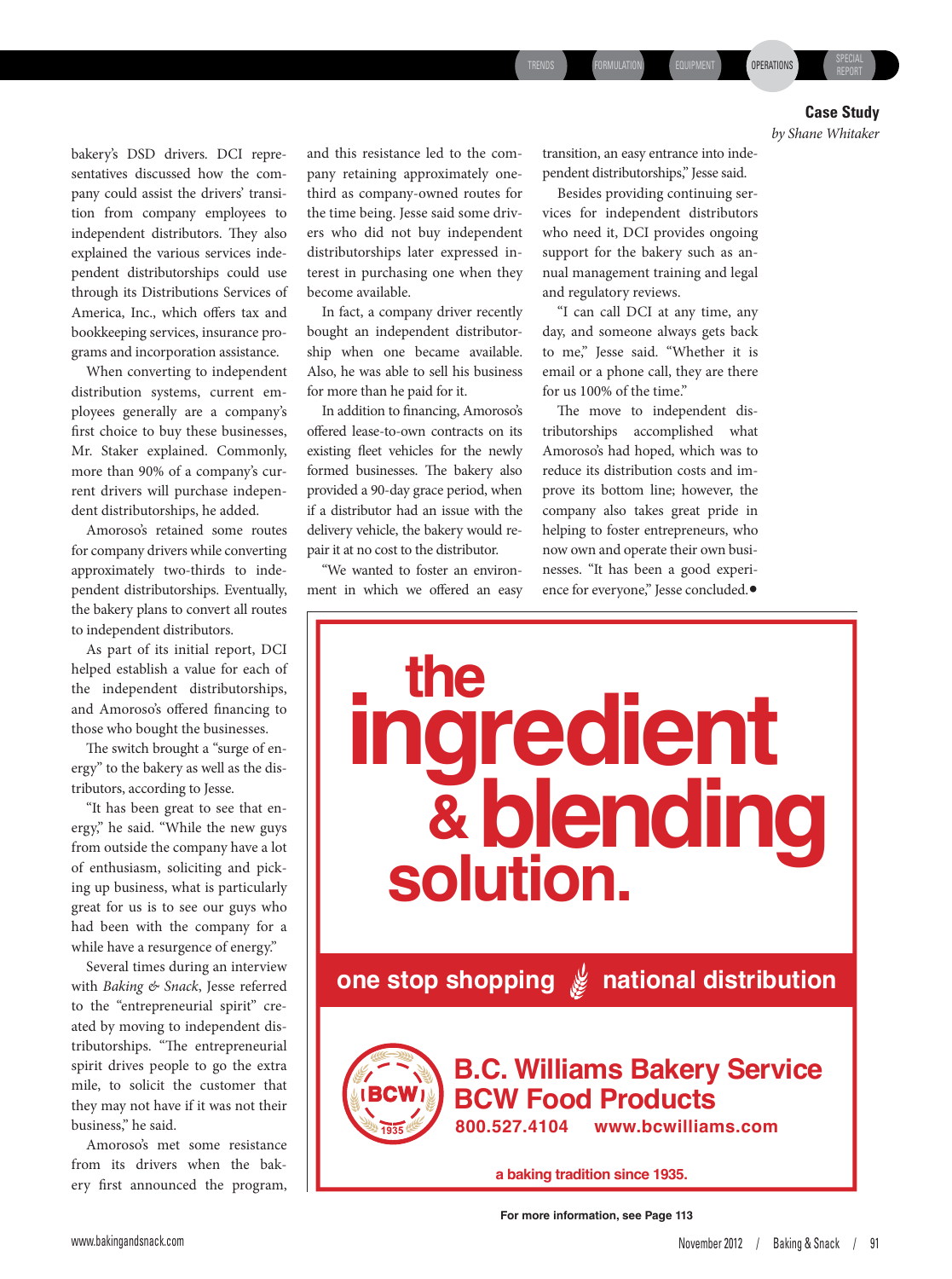bakery's DSD drivers. DCI representatives discussed how the company could assist the drivers' transition from company employees to independent distributors. They also explained the various services independent distributorships could use through its Distributions Services of America, Inc., which offers tax and bookkeeping services, insurance programs and incorporation assistance.

When converting to independent distribution systems, current employees generally are a company's first choice to buy these businesses, Mr. Staker explained. Commonly, more than 90% of a company's current drivers will purchase independent distributorships, he added.

Amoroso's retained some routes for company drivers while converting approximately two-thirds to independent distributorships. Eventually, the bakery plans to convert all routes to independent distributors.

As part of its initial report, DCI helped establish a value for each of the independent distributorships, and Amoroso's offered financing to those who bought the businesses.

The switch brought a "surge of energy" to the bakery as well as the distributors, according to Jesse.

"It has been great to see that energy," he said. "While the new guys from outside the company have a lot of enthusiasm, soliciting and picking up business, what is particularly great for us is to see our guys who had been with the company for a while have a resurgence of energy."

Several times during an interview with *Baking & Snack*, Jesse referred to the "entrepreneurial spirit" created by moving to independent distributorships. "The entrepreneurial spirit drives people to go the extra mile, to solicit the customer that they may not have if it was not their business," he said.

Amoroso's met some resistance from its drivers when the bakery first announced the program, and this resistance led to the company retaining approximately one-third as company-owned routes for the time being. Jesse said some drivers who did not buy independent distributorships later expressed interest in purchasing one when they become available.

In fact, a company driver recently bought an independent distributorship when one became available. Also, he was able to sell his business for more than he paid for it.

In addition to financing, Amoroso's offered lease-to-own contracts on its existing fleet vehicles for the newly formed businesses. The bakery also provided a 90-day grace period, when if a distributor had an issue with the delivery vehicle, the bakery would repair it at no cost to the distributor.

"We wanted to foster an environment in which we offered an easy transition, an easy entrance into independent distributorships," Jesse said.

Besides providing continuing services for independent distributors who need it, DCI provides ongoing support for the bakery such as annual management training and legal and regulatory reviews.

"I can call DCI at any time, any day, and someone always gets back to me," Jesse said. "Whether it is email or a phone call, they are there for us 100% of the time."

The move to independent distributorships accomplished what Amoroso's had hoped, which was to reduce its distribution costs and improve its bottom line; however, the company also takes great pride in helping to foster entrepreneurs, who now own and operate their own businesses. "It has been a good experience for everyone," Jesse concluded. ●

the ingredient & blending solution.

one stop shopping | national distribution

B.C. Williams Bakery Service
BCW Food Products
800.527.4104 www.bcwilliams.com

a baking tradition since 1935.

For more information, see Page 113